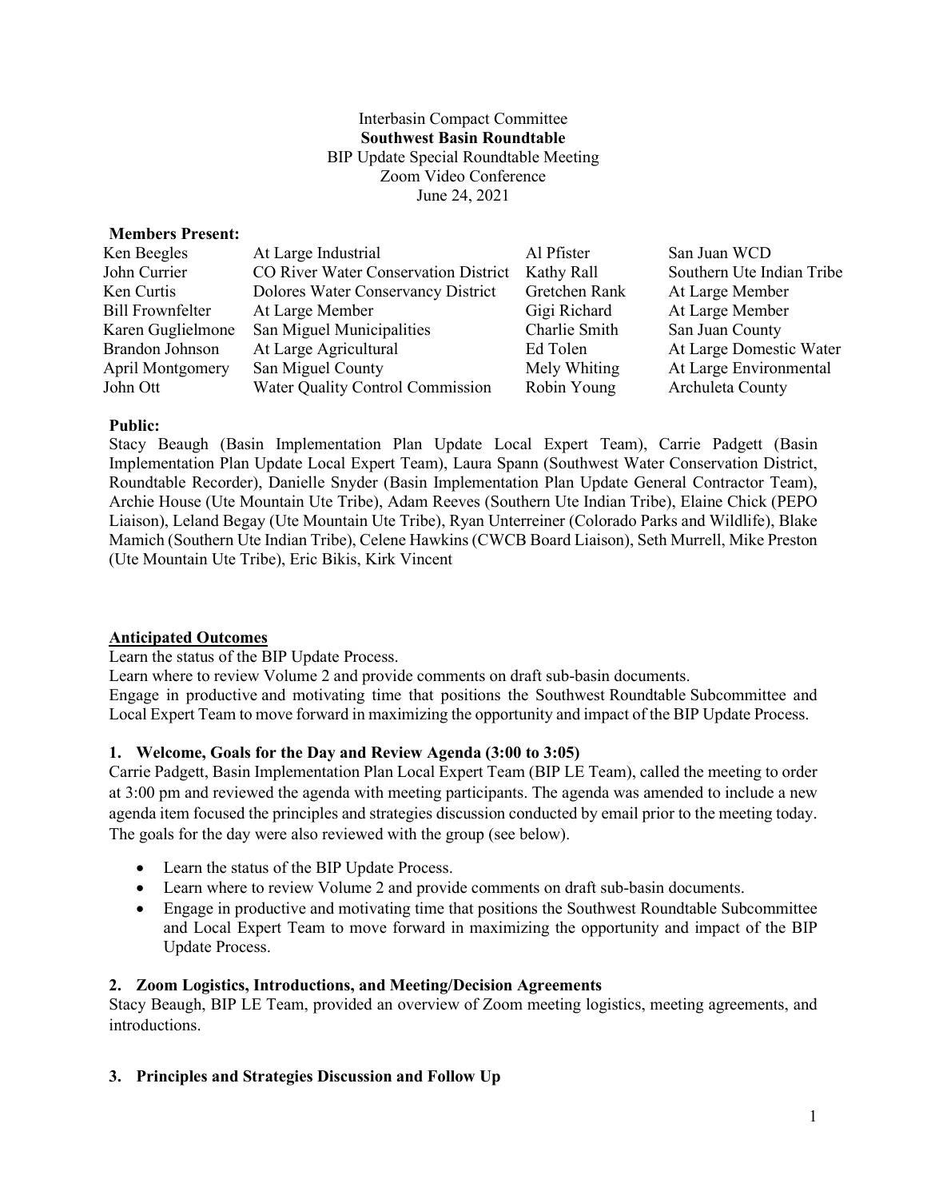Interbasin Compact Committee
**Southwest Basin Roundtable**
BIP Update Special Roundtable Meeting
Zoom Video Conference
June 24, 2021

**Members Present:**

| | | | |
|---|---|---|---|
| Ken Beegles | At Large Industrial | Al Pfister | San Juan WCD |
| John Currier | CO River Water Conservation District | Kathy Rall | Southern Ute Indian Tribe |
| Ken Curtis | Dolores Water Conservancy District | Gretchen Rank | At Large Member |
| Bill Frownfelter | At Large Member | Gigi Richard | At Large Member |
| Karen Guglielmone | San Miguel Municipalities | Charlie Smith | San Juan County |
| Brandon Johnson | At Large Agricultural | Ed Tolen | At Large Domestic Water |
| April Montgomery | San Miguel County | Mely Whiting | At Large Environmental |
| John Ott | Water Quality Control Commission | Robin Young | Archuleta County |

**Public:**
Stacy Beaugh (Basin Implementation Plan Update Local Expert Team), Carrie Padgett (Basin Implementation Plan Update Local Expert Team), Laura Spann (Southwest Water Conservation District, Roundtable Recorder), Danielle Snyder (Basin Implementation Plan Update General Contractor Team), Archie House (Ute Mountain Ute Tribe), Adam Reeves (Southern Ute Indian Tribe), Elaine Chick (PEPO Liaison), Leland Begay (Ute Mountain Ute Tribe), Ryan Unterreiner (Colorado Parks and Wildlife), Blake Mamich (Southern Ute Indian Tribe), Celene Hawkins (CWCB Board Liaison), Seth Murrell, Mike Preston (Ute Mountain Ute Tribe), Eric Bikis, Kirk Vincent

**Anticipated Outcomes**
Learn the status of the BIP Update Process.
Learn where to review Volume 2 and provide comments on draft sub-basin documents.
Engage in productive and motivating time that positions the Southwest Roundtable Subcommittee and Local Expert Team to move forward in maximizing the opportunity and impact of the BIP Update Process.

**1. Welcome, Goals for the Day and Review Agenda (3:00 to 3:05)**
Carrie Padgett, Basin Implementation Plan Local Expert Team (BIP LE Team), called the meeting to order at 3:00 pm and reviewed the agenda with meeting participants. The agenda was amended to include a new agenda item focused the principles and strategies discussion conducted by email prior to the meeting today. The goals for the day were also reviewed with the group (see below).

- Learn the status of the BIP Update Process.
- Learn where to review Volume 2 and provide comments on draft sub-basin documents.
- Engage in productive and motivating time that positions the Southwest Roundtable Subcommittee and Local Expert Team to move forward in maximizing the opportunity and impact of the BIP Update Process.

**2. Zoom Logistics, Introductions, and Meeting/Decision Agreements**
Stacy Beaugh, BIP LE Team, provided an overview of Zoom meeting logistics, meeting agreements, and introductions.

**3. Principles and Strategies Discussion and Follow Up**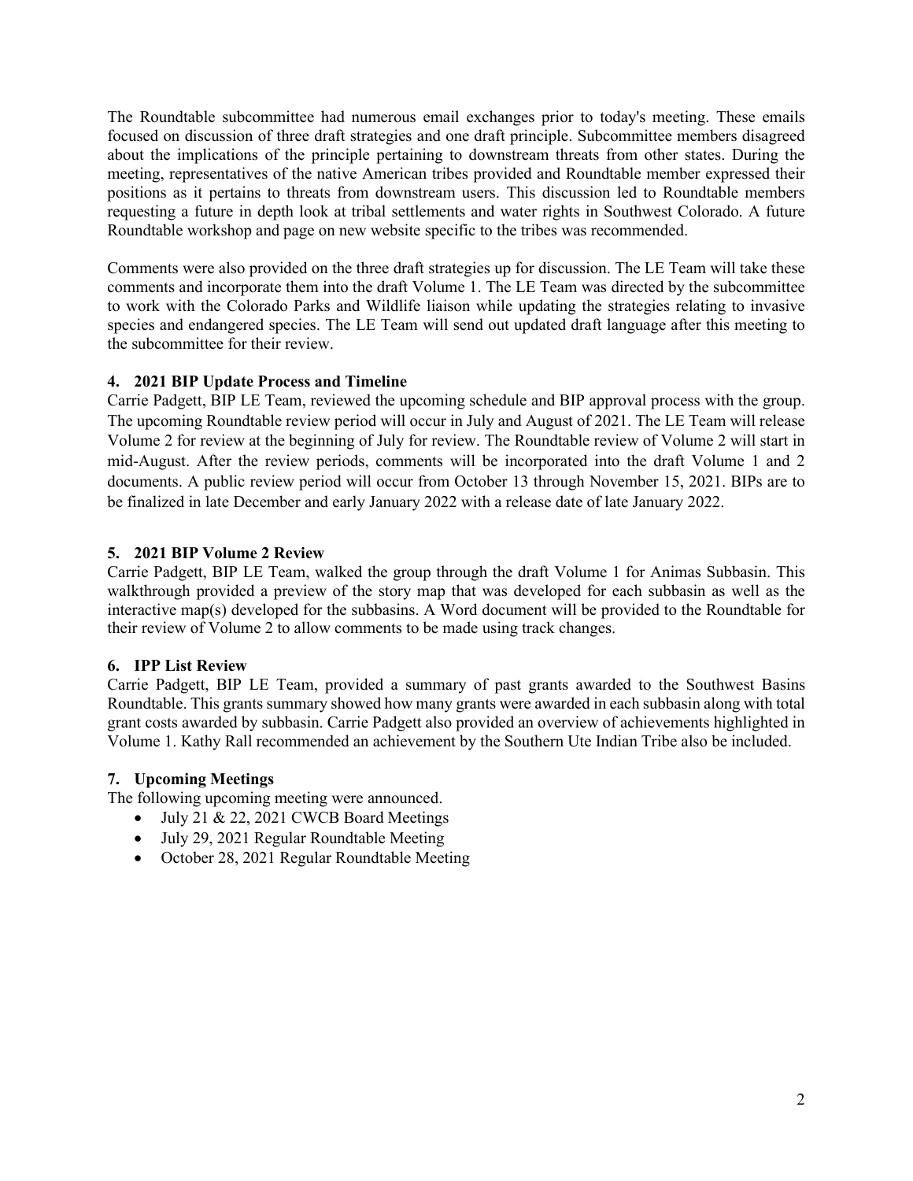The Roundtable subcommittee had numerous email exchanges prior to today's meeting. These emails focused on discussion of three draft strategies and one draft principle. Subcommittee members disagreed about the implications of the principle pertaining to downstream threats from other states. During the meeting, representatives of the native American tribes provided and Roundtable member expressed their positions as it pertains to threats from downstream users. This discussion led to Roundtable members requesting a future in depth look at tribal settlements and water rights in Southwest Colorado. A future Roundtable workshop and page on new website specific to the tribes was recommended.

Comments were also provided on the three draft strategies up for discussion. The LE Team will take these comments and incorporate them into the draft Volume 1. The LE Team was directed by the subcommittee to work with the Colorado Parks and Wildlife liaison while updating the strategies relating to invasive species and endangered species. The LE Team will send out updated draft language after this meeting to the subcommittee for their review.

**4. 2021 BIP Update Process and Timeline**

Carrie Padgett, BIP LE Team, reviewed the upcoming schedule and BIP approval process with the group. The upcoming Roundtable review period will occur in July and August of 2021. The LE Team will release Volume 2 for review at the beginning of July for review. The Roundtable review of Volume 2 will start in mid-August. After the review periods, comments will be incorporated into the draft Volume 1 and 2 documents. A public review period will occur from October 13 through November 15, 2021. BIPs are to be finalized in late December and early January 2022 with a release date of late January 2022.

**5. 2021 BIP Volume 2 Review**

Carrie Padgett, BIP LE Team, walked the group through the draft Volume 1 for Animas Subbasin. This walkthrough provided a preview of the story map that was developed for each subbasin as well as the interactive map(s) developed for the subbasins. A Word document will be provided to the Roundtable for their review of Volume 2 to allow comments to be made using track changes.

**6. IPP List Review**

Carrie Padgett, BIP LE Team, provided a summary of past grants awarded to the Southwest Basins Roundtable. This grants summary showed how many grants were awarded in each subbasin along with total grant costs awarded by subbasin. Carrie Padgett also provided an overview of achievements highlighted in Volume 1. Kathy Rall recommended an achievement by the Southern Ute Indian Tribe also be included.

**7. Upcoming Meetings**

The following upcoming meeting were announced.

- July 21 & 22, 2021 CWCB Board Meetings
- July 29, 2021 Regular Roundtable Meeting
- October 28, 2021 Regular Roundtable Meeting